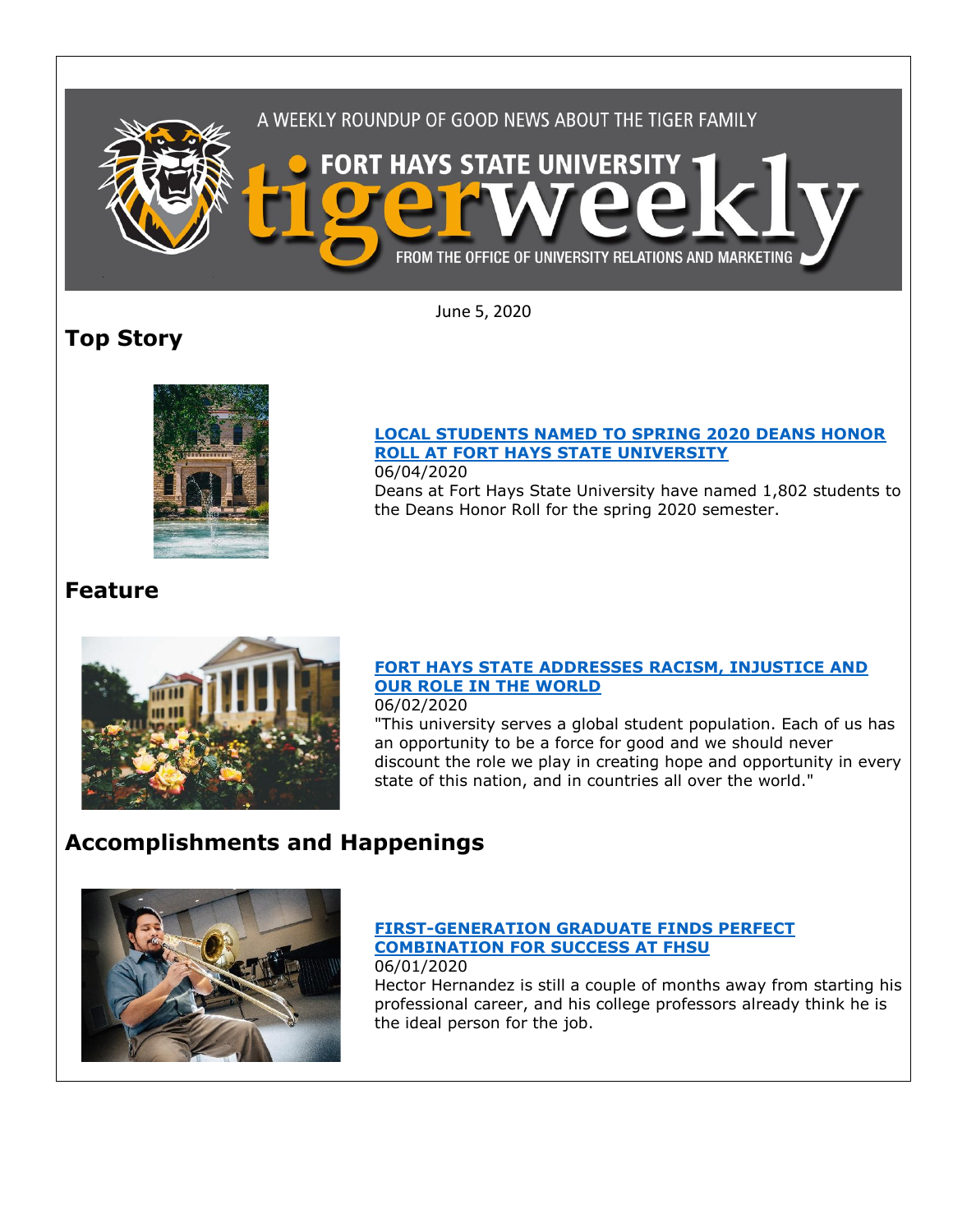A WEEKLY ROUNDUP OF GOOD NEWS ABOUT THE TIGER FAMILY

FORT HAYS STATE UNIVERSITY

# tigerweekly

FROM THE OFFICE OF UNIVERSITY RELATIONS AND MARKETING

June 5, 2020

## Top Story

**[LOCAL STUDENTS NAMED TO SPRING 2020 DEANS HONOR ROLL AT FORT HAYS STATE UNIVERSITY]()**

06/04/2020

Deans at Fort Hays State University have named 1,802 students to the Deans Honor Roll for the spring 2020 semester.

## Feature

**[FORT HAYS STATE ADDRESSES RACISM, INJUSTICE AND OUR ROLE IN THE WORLD]()**

06/02/2020

"This university serves a global student population. Each of us has an opportunity to be a force for good and we should never discount the role we play in creating hope and opportunity in every state of this nation, and in countries all over the world."

## Accomplishments and Happenings

**[FIRST-GENERATION GRADUATE FINDS PERFECT COMBINATION FOR SUCCESS AT FHSU]()**

06/01/2020

Hector Hernandez is still a couple of months away from starting his professional career, and his college professors already think he is the ideal person for the job.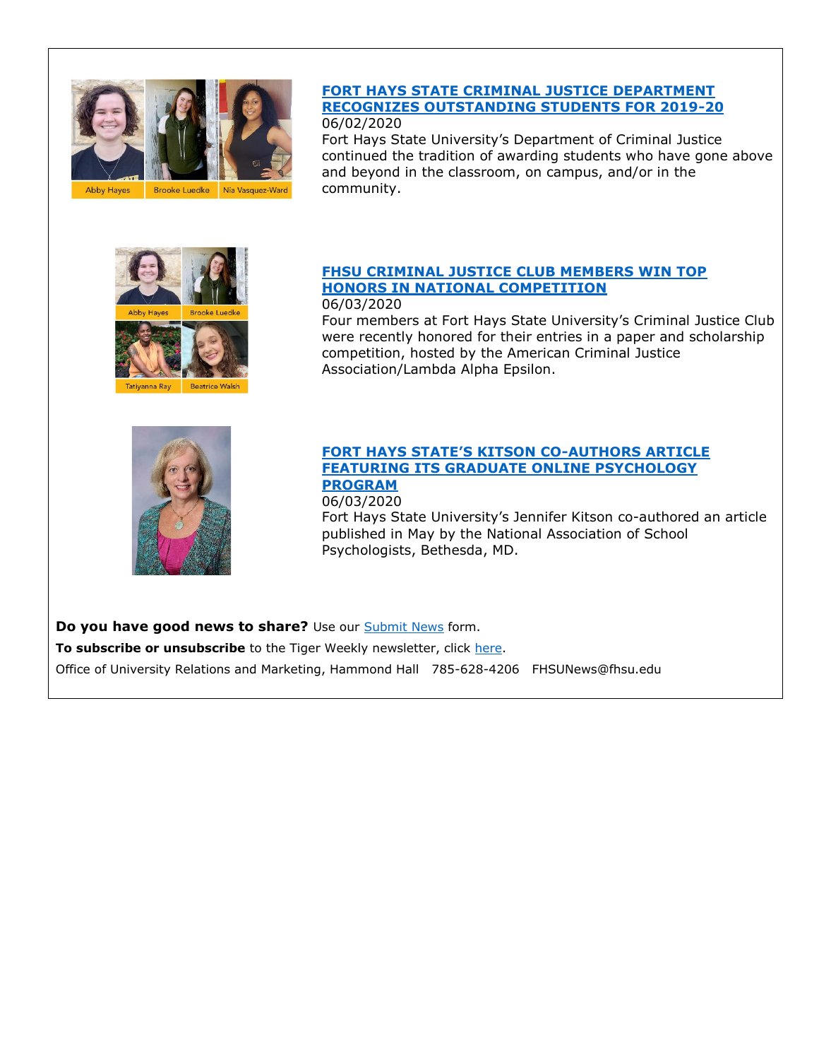### [FORT HAYS STATE CRIMINAL JUSTICE DEPARTMENT RECOGNIZES OUTSTANDING STUDENTS FOR 2019-20]

06/02/2020

Fort Hays State University's Department of Criminal Justice continued the tradition of awarding students who have gone above and beyond in the classroom, on campus, and/or in the community.

### [FHSU CRIMINAL JUSTICE CLUB MEMBERS WIN TOP HONORS IN NATIONAL COMPETITION]

06/03/2020

Four members at Fort Hays State University's Criminal Justice Club were recently honored for their entries in a paper and scholarship competition, hosted by the American Criminal Justice Association/Lambda Alpha Epsilon.

### [FORT HAYS STATE'S KITSON CO-AUTHORS ARTICLE FEATURING ITS GRADUATE ONLINE PSYCHOLOGY PROGRAM]

06/03/2020

Fort Hays State University's Jennifer Kitson co-authored an article published in May by the National Association of School Psychologists, Bethesda, MD.

**Do you have good news to share?** Use our Submit News form.

**To subscribe or unsubscribe** to the Tiger Weekly newsletter, click here.

Office of University Relations and Marketing, Hammond Hall 785-628-4206 FHSUNews@fhsu.edu